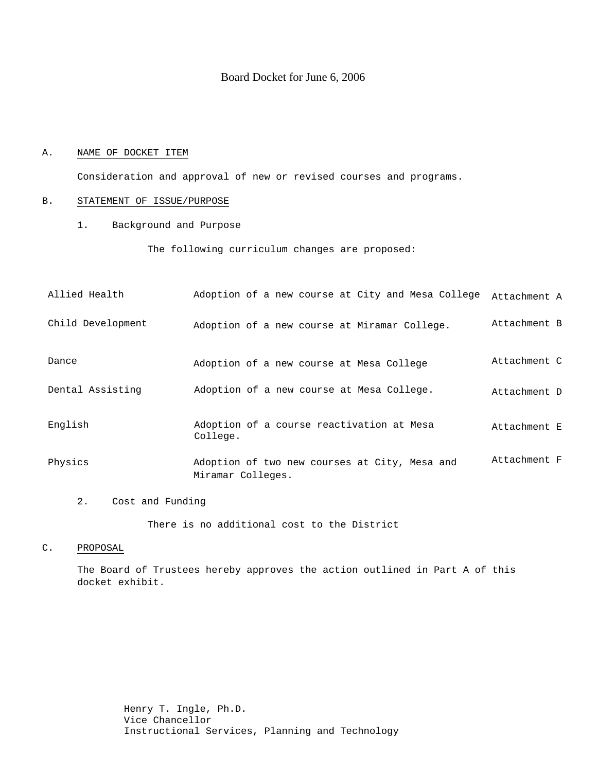Board Docket for June 6, 2006

A. NAME OF DOCKET ITEM

Consideration and approval of new or revised courses and programs.

B. STATEMENT OF ISSUE/PURPOSE

1. Background and Purpose

The following curriculum changes are proposed:

| | | |
|---|---|---|
| Allied Health | Adoption of a new course at City and Mesa College | Attachment A |
| Child Development | Adoption of a new course at Miramar College. | Attachment B |
| Dance | Adoption of a new course at Mesa College | Attachment C |
| Dental Assisting | Adoption of a new course at Mesa College. | Attachment D |
| English | Adoption of a course reactivation at Mesa College. | Attachment E |
| Physics | Adoption of two new courses at City, Mesa and Miramar Colleges. | Attachment F |

2. Cost and Funding

There is no additional cost to the District

C. PROPOSAL

The Board of Trustees hereby approves the action outlined in Part A of this docket exhibit.

Henry T. Ingle, Ph.D.
Vice Chancellor
Instructional Services, Planning and Technology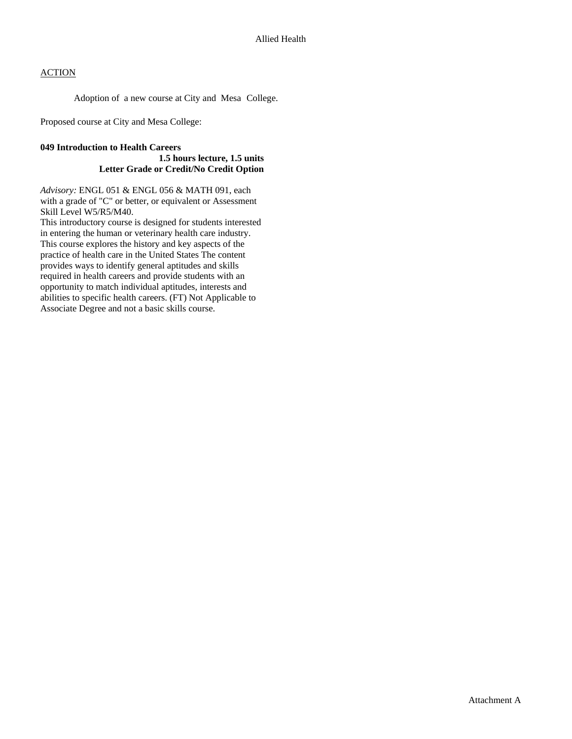Allied Health

ACTION

Adoption of a new course at City and Mesa College.

Proposed course at City and Mesa College:

**049 Introduction to Health Careers**
**1.5 hours lecture, 1.5 units**
**Letter Grade or Credit/No Credit Option**

*Advisory:* ENGL 051 & ENGL 056 & MATH 091, each with a grade of "C" or better, or equivalent or Assessment Skill Level W5/R5/M40.
This introductory course is designed for students interested in entering the human or veterinary health care industry. This course explores the history and key aspects of the practice of health care in the United States The content provides ways to identify general aptitudes and skills required in health careers and provide students with an opportunity to match individual aptitudes, interests and abilities to specific health careers. (FT) Not Applicable to Associate Degree and not a basic skills course.

Attachment A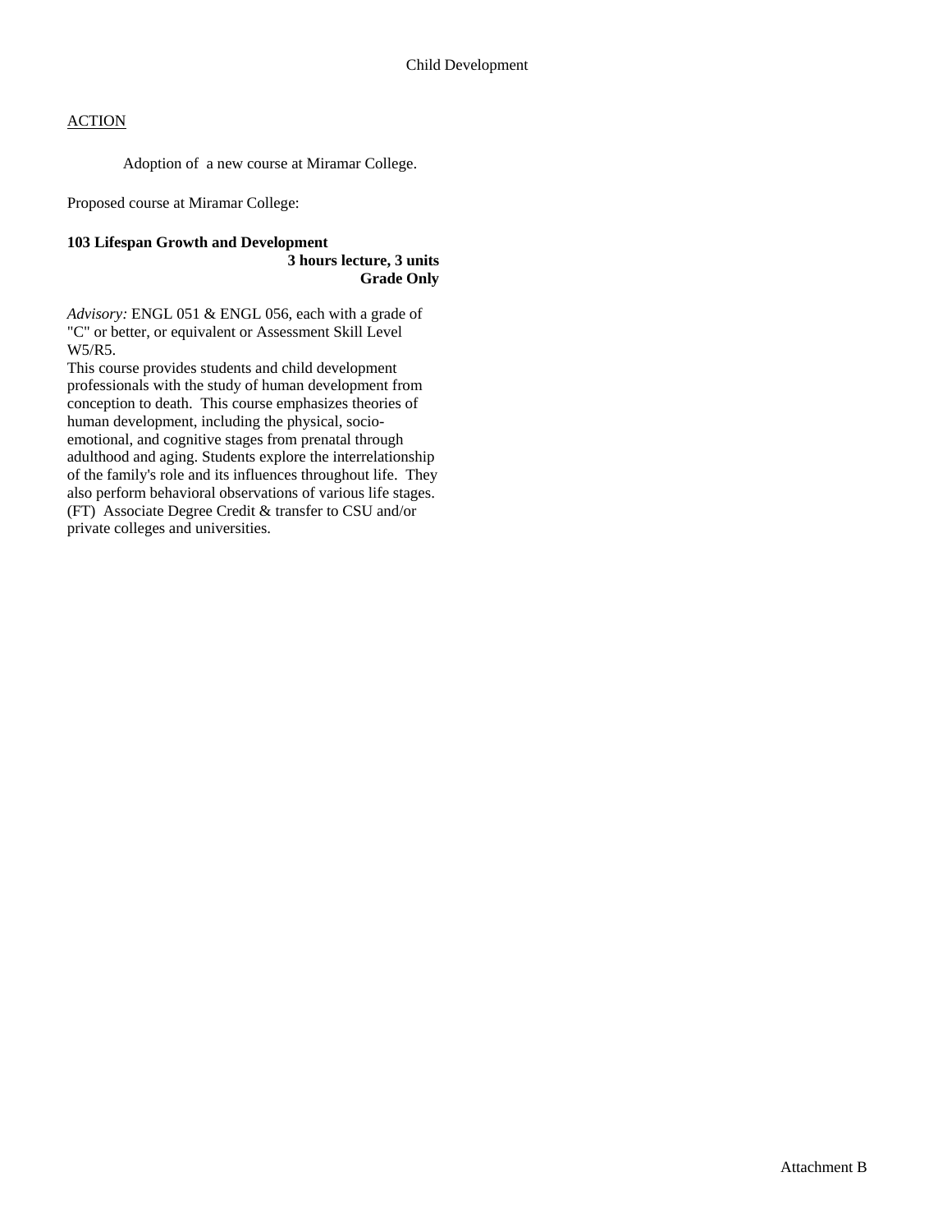Child Development

ACTION

Adoption of a new course at Miramar College.

Proposed course at Miramar College:

**103 Lifespan Growth and Development**
**3 hours lecture, 3 units**
**Grade Only**

*Advisory:* ENGL 051 & ENGL 056, each with a grade of "C" or better, or equivalent or Assessment Skill Level W5/R5.
This course provides students and child development professionals with the study of human development from conception to death. This course emphasizes theories of human development, including the physical, socio-emotional, and cognitive stages from prenatal through adulthood and aging. Students explore the interrelationship of the family's role and its influences throughout life. They also perform behavioral observations of various life stages. (FT) Associate Degree Credit & transfer to CSU and/or private colleges and universities.

Attachment B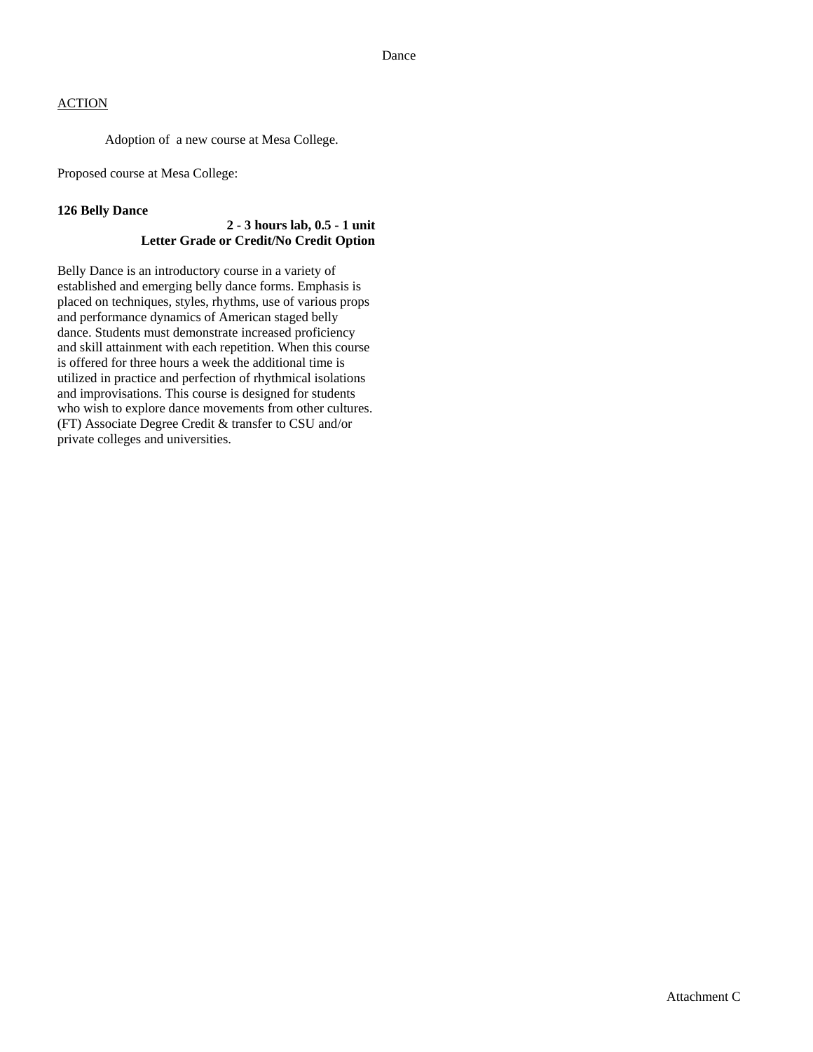Dance

ACTION

Adoption of a new course at Mesa College.

Proposed course at Mesa College:

**126 Belly Dance**

**2 - 3 hours lab, 0.5 - 1 unit**
**Letter Grade or Credit/No Credit Option**

Belly Dance is an introductory course in a variety of established and emerging belly dance forms. Emphasis is placed on techniques, styles, rhythms, use of various props and performance dynamics of American staged belly dance. Students must demonstrate increased proficiency and skill attainment with each repetition. When this course is offered for three hours a week the additional time is utilized in practice and perfection of rhythmical isolations and improvisations. This course is designed for students who wish to explore dance movements from other cultures. (FT) Associate Degree Credit & transfer to CSU and/or private colleges and universities.

Attachment C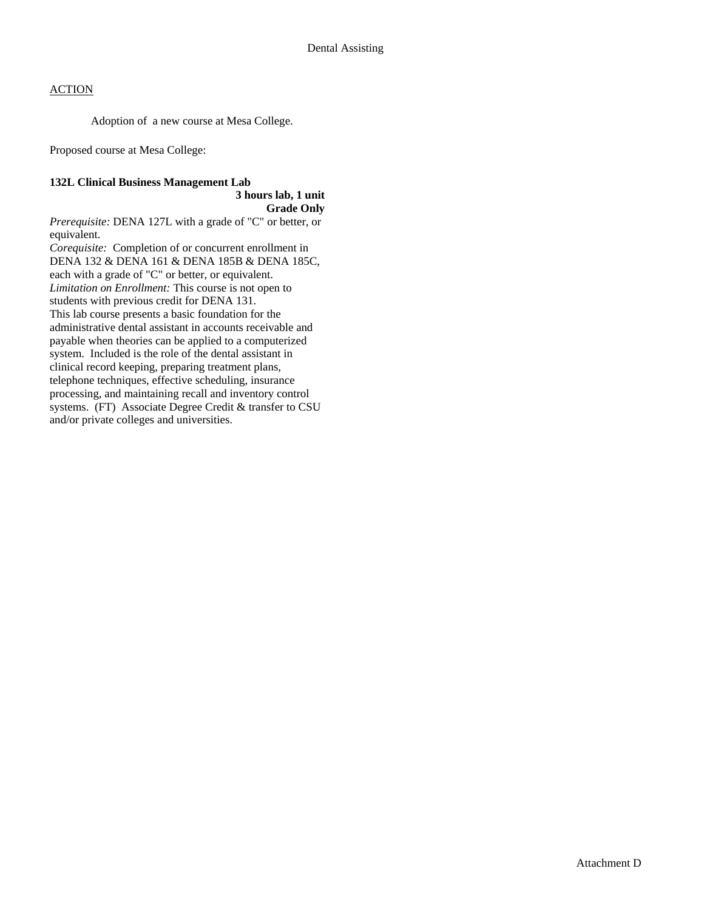Dental Assisting

ACTION

Adoption of a new course at Mesa College.

Proposed course at Mesa College:

**132L Clinical Business Management Lab**
**3 hours lab, 1 unit**
**Grade Only**

*Prerequisite:* DENA 127L with a grade of "C" or better, or equivalent.
*Corequisite:* Completion of or concurrent enrollment in DENA 132 & DENA 161 & DENA 185B & DENA 185C, each with a grade of "C" or better, or equivalent.
*Limitation on Enrollment:* This course is not open to students with previous credit for DENA 131.
This lab course presents a basic foundation for the administrative dental assistant in accounts receivable and payable when theories can be applied to a computerized system. Included is the role of the dental assistant in clinical record keeping, preparing treatment plans, telephone techniques, effective scheduling, insurance processing, and maintaining recall and inventory control systems. (FT) Associate Degree Credit & transfer to CSU and/or private colleges and universities.

Attachment D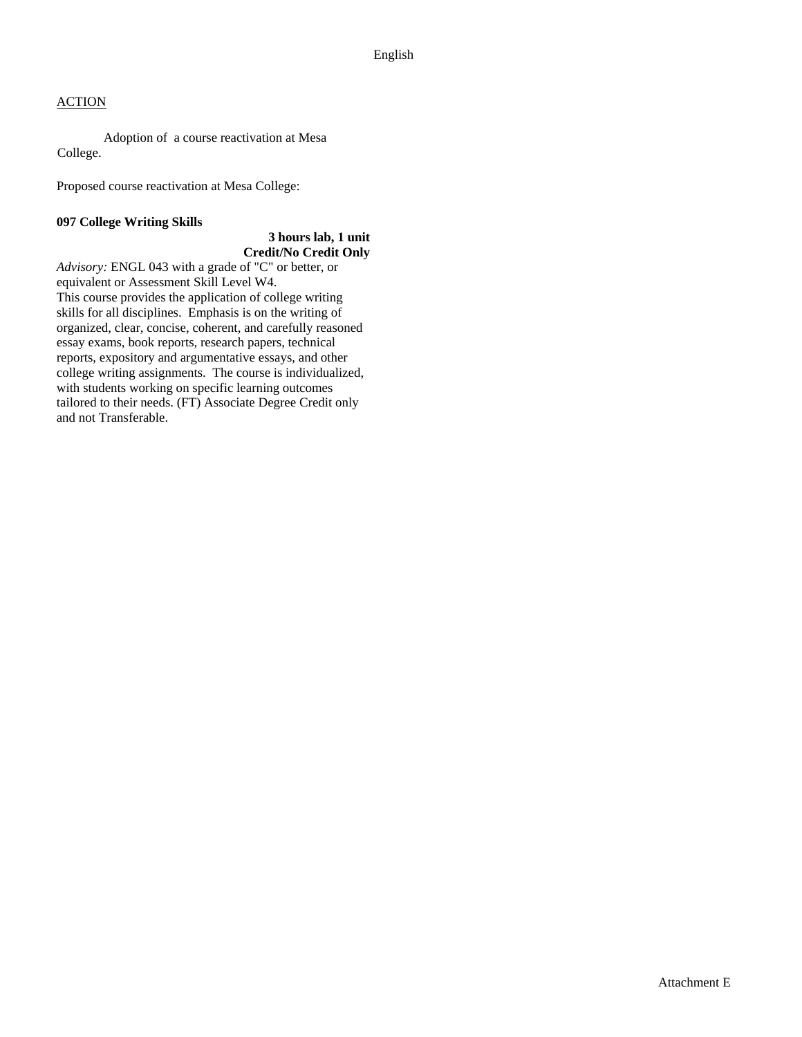English

ACTION

Adoption of a course reactivation at Mesa College.

Proposed course reactivation at Mesa College:

**097 College Writing Skills**

**3 hours lab, 1 unit**
**Credit/No Credit Only**

*Advisory:* ENGL 043 with a grade of "C" or better, or equivalent or Assessment Skill Level W4.
This course provides the application of college writing skills for all disciplines. Emphasis is on the writing of organized, clear, concise, coherent, and carefully reasoned essay exams, book reports, research papers, technical reports, expository and argumentative essays, and other college writing assignments. The course is individualized, with students working on specific learning outcomes tailored to their needs. (FT) Associate Degree Credit only and not Transferable.

Attachment E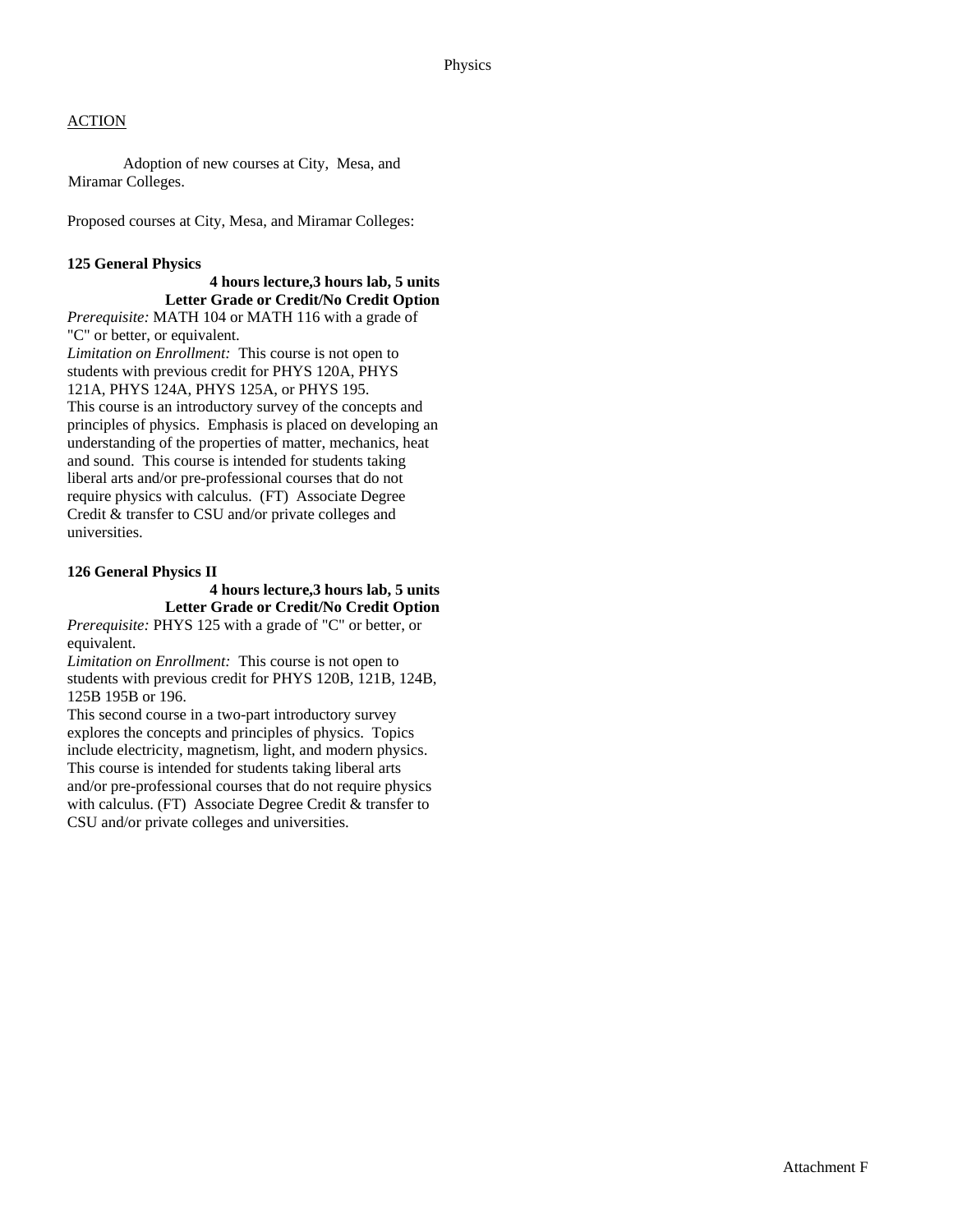Physics

ACTION

Adoption of new courses at City, Mesa, and Miramar Colleges.

Proposed courses at City, Mesa, and Miramar Colleges:

**125 General Physics**

**4 hours lecture,3 hours lab, 5 units**
**Letter Grade or Credit/No Credit Option**

*Prerequisite:* MATH 104 or MATH 116 with a grade of "C" or better, or equivalent.
*Limitation on Enrollment:* This course is not open to students with previous credit for PHYS 120A, PHYS 121A, PHYS 124A, PHYS 125A, or PHYS 195.
This course is an introductory survey of the concepts and principles of physics. Emphasis is placed on developing an understanding of the properties of matter, mechanics, heat and sound. This course is intended for students taking liberal arts and/or pre-professional courses that do not require physics with calculus. (FT) Associate Degree Credit & transfer to CSU and/or private colleges and universities.

**126 General Physics II**

**4 hours lecture,3 hours lab, 5 units**
**Letter Grade or Credit/No Credit Option**

*Prerequisite:* PHYS 125 with a grade of "C" or better, or equivalent.
*Limitation on Enrollment:* This course is not open to students with previous credit for PHYS 120B, 121B, 124B, 125B 195B or 196.
This second course in a two-part introductory survey explores the concepts and principles of physics. Topics include electricity, magnetism, light, and modern physics. This course is intended for students taking liberal arts and/or pre-professional courses that do not require physics with calculus. (FT) Associate Degree Credit & transfer to CSU and/or private colleges and universities.

Attachment F